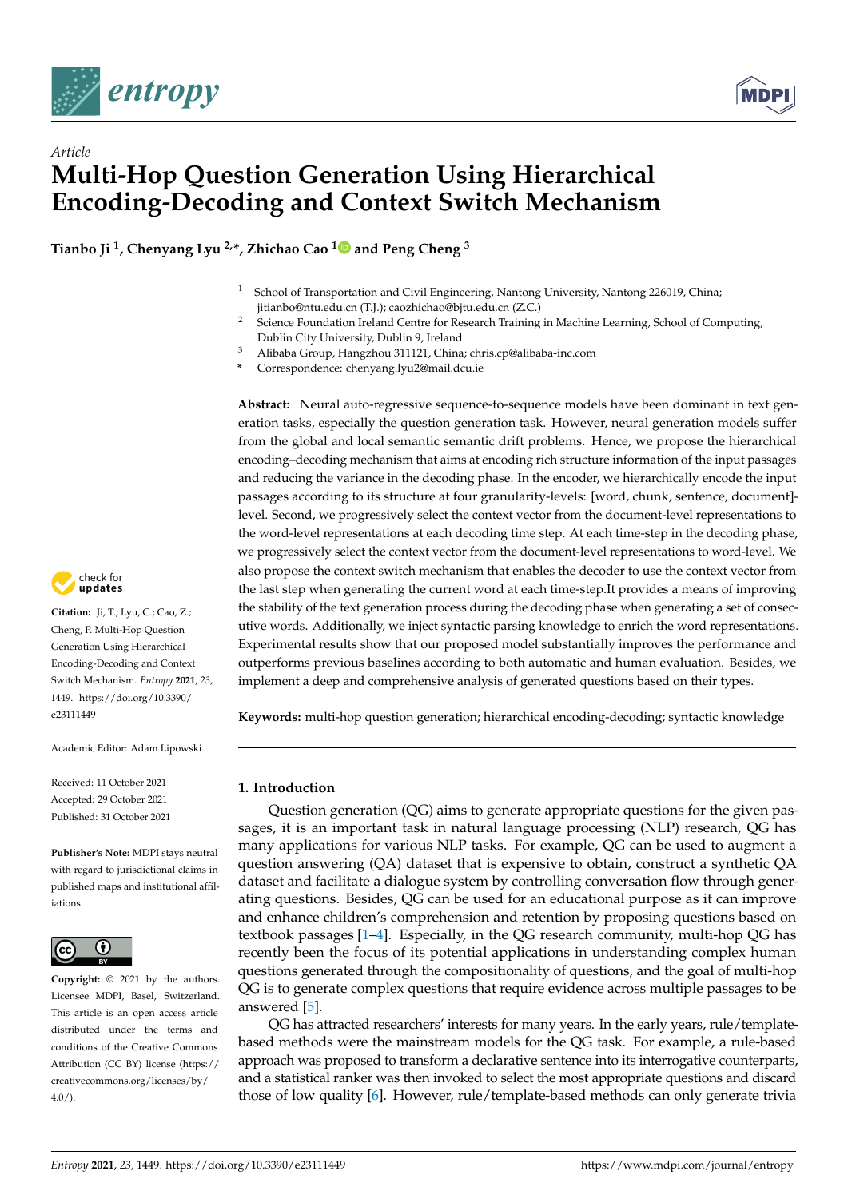*Article*

# Multi-Hop Question Generation Using Hierarchical Encoding-Decoding and Context Switch Mechanism

**Tianbo Ji [1], Chenyang Lyu [2,*], Zhichao Cao [1] and Peng Cheng [3]**

[1] School of Transportation and Civil Engineering, Nantong University, Nantong 226019, China; jitianbo@ntu.edu.cn (T.J.); caozhichao@bjtu.edu.cn (Z.C.)
[2] Science Foundation Ireland Centre for Research Training in Machine Learning, School of Computing, Dublin City University, Dublin 9, Ireland
[3] Alibaba Group, Hangzhou 311121, China; chris.cp@alibaba-inc.com
[*] Correspondence: chenyang.lyu2@mail.dcu.ie

**Abstract:** Neural auto-regressive sequence-to-sequence models have been dominant in text generation tasks, especially the question generation task. However, neural generation models suffer from the global and local semantic semantic drift problems. Hence, we propose the hierarchical encoding–decoding mechanism that aims at encoding rich structure information of the input passages and reducing the variance in the decoding phase. In the encoder, we hierarchically encode the input passages according to its structure at four granularity-levels: [word, chunk, sentence, document]-level. Second, we progressively select the context vector from the document-level representations to the word-level representations at each decoding time step. At each time-step in the decoding phase, we progressively select the context vector from the document-level representations to word-level. We also propose the context switch mechanism that enables the decoder to use the context vector from the last step when generating the current word at each time-step.It provides a means of improving the stability of the text generation process during the decoding phase when generating a set of consecutive words. Additionally, we inject syntactic parsing knowledge to enrich the word representations. Experimental results show that our proposed model substantially improves the performance and outperforms previous baselines according to both automatic and human evaluation. Besides, we implement a deep and comprehensive analysis of generated questions based on their types.

**Keywords:** multi-hop question generation; hierarchical encoding-decoding; syntactic knowledge

**Citation:** Ji, T.; Lyu, C.; Cao, Z.; Cheng, P. Multi-Hop Question Generation Using Hierarchical Encoding-Decoding and Context Switch Mechanism. *Entropy* **2021**, *23*, 1449. https://doi.org/10.3390/e23111449

Academic Editor: Adam Lipowski

Received: 11 October 2021
Accepted: 29 October 2021
Published: 31 October 2021

**Publisher's Note:** MDPI stays neutral with regard to jurisdictional claims in published maps and institutional affiliations.

**Copyright:** © 2021 by the authors. Licensee MDPI, Basel, Switzerland. This article is an open access article distributed under the terms and conditions of the Creative Commons Attribution (CC BY) license (https://creativecommons.org/licenses/by/4.0/).

## 1. Introduction

Question generation (QG) aims to generate appropriate questions for the given passages, it is an important task in natural language processing (NLP) research, QG has many applications for various NLP tasks. For example, QG can be used to augment a question answering (QA) dataset that is expensive to obtain, construct a synthetic QA dataset and facilitate a dialogue system by controlling conversation flow through generating questions. Besides, QG can be used for an educational purpose as it can improve and enhance children's comprehension and retention by proposing questions based on textbook passages [1–4]. Especially, in the QG research community, multi-hop QG has recently been the focus of its potential applications in understanding complex human questions generated through the compositionality of questions, and the goal of multi-hop QG is to generate complex questions that require evidence across multiple passages to be answered [5].

QG has attracted researchers' interests for many years. In the early years, rule/template-based methods were the mainstream models for the QG task. For example, a rule-based approach was proposed to transform a declarative sentence into its interrogative counterparts, and a statistical ranker was then invoked to select the most appropriate questions and discard those of low quality [6]. However, rule/template-based methods can only generate trivia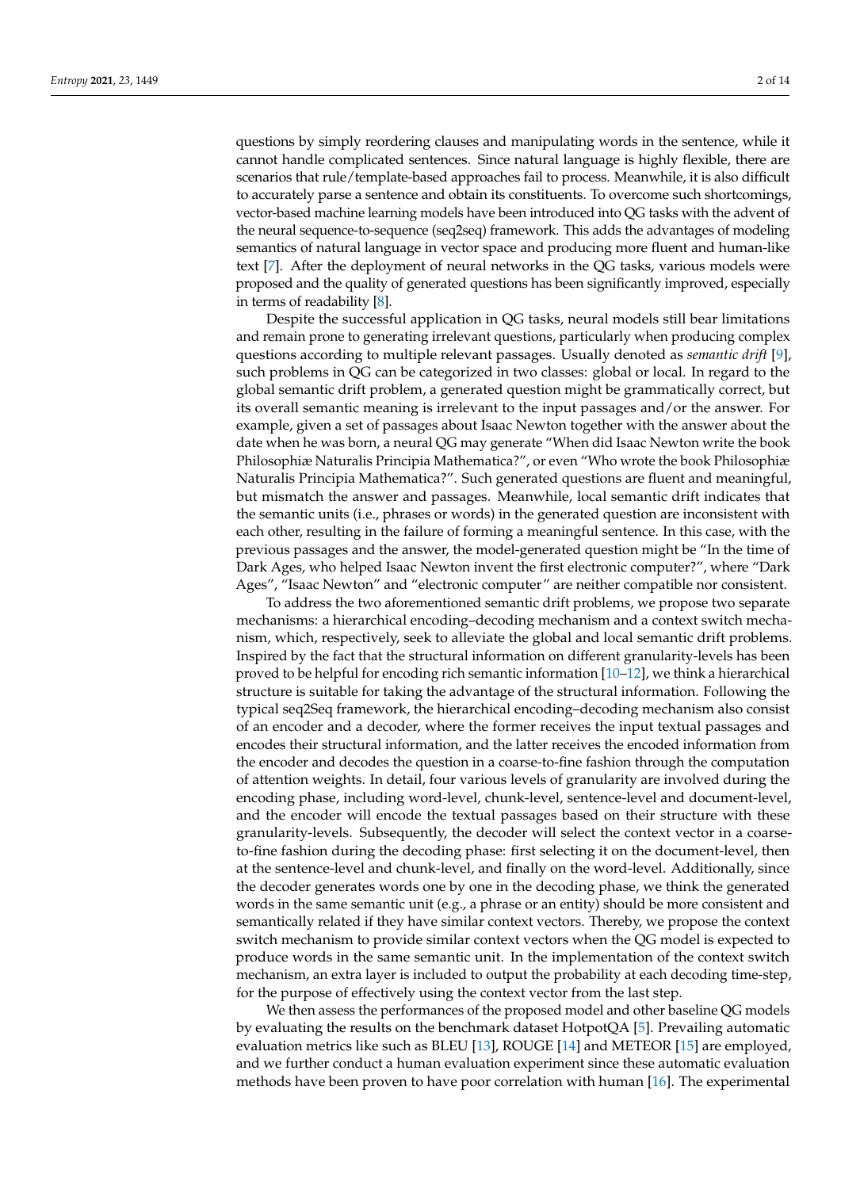questions by simply reordering clauses and manipulating words in the sentence, while it cannot handle complicated sentences. Since natural language is highly flexible, there are scenarios that rule/template-based approaches fail to process. Meanwhile, it is also difficult to accurately parse a sentence and obtain its constituents. To overcome such shortcomings, vector-based machine learning models have been introduced into QG tasks with the advent of the neural sequence-to-sequence (seq2seq) framework. This adds the advantages of modeling semantics of natural language in vector space and producing more fluent and human-like text [7]. After the deployment of neural networks in the QG tasks, various models were proposed and the quality of generated questions has been significantly improved, especially in terms of readability [8].

Despite the successful application in QG tasks, neural models still bear limitations and remain prone to generating irrelevant questions, particularly when producing complex questions according to multiple relevant passages. Usually denoted as *semantic drift* [9], such problems in QG can be categorized in two classes: global or local. In regard to the global semantic drift problem, a generated question might be grammatically correct, but its overall semantic meaning is irrelevant to the input passages and/or the answer. For example, given a set of passages about Isaac Newton together with the answer about the date when he was born, a neural QG may generate "When did Isaac Newton write the book Philosophiæ Naturalis Principia Mathematica?", or even "Who wrote the book Philosophiæ Naturalis Principia Mathematica?". Such generated questions are fluent and meaningful, but mismatch the answer and passages. Meanwhile, local semantic drift indicates that the semantic units (i.e., phrases or words) in the generated question are inconsistent with each other, resulting in the failure of forming a meaningful sentence. In this case, with the previous passages and the answer, the model-generated question might be "In the time of Dark Ages, who helped Isaac Newton invent the first electronic computer?", where "Dark Ages", "Isaac Newton" and "electronic computer" are neither compatible nor consistent.

To address the two aforementioned semantic drift problems, we propose two separate mechanisms: a hierarchical encoding–decoding mechanism and a context switch mechanism, which, respectively, seek to alleviate the global and local semantic drift problems. Inspired by the fact that the structural information on different granularity-levels has been proved to be helpful for encoding rich semantic information [10–12], we think a hierarchical structure is suitable for taking the advantage of the structural information. Following the typical seq2Seq framework, the hierarchical encoding–decoding mechanism also consist of an encoder and a decoder, where the former receives the input textual passages and encodes their structural information, and the latter receives the encoded information from the encoder and decodes the question in a coarse-to-fine fashion through the computation of attention weights. In detail, four various levels of granularity are involved during the encoding phase, including word-level, chunk-level, sentence-level and document-level, and the encoder will encode the textual passages based on their structure with these granularity-levels. Subsequently, the decoder will select the context vector in a coarse-to-fine fashion during the decoding phase: first selecting it on the document-level, then at the sentence-level and chunk-level, and finally on the word-level. Additionally, since the decoder generates words one by one in the decoding phase, we think the generated words in the same semantic unit (e.g., a phrase or an entity) should be more consistent and semantically related if they have similar context vectors. Thereby, we propose the context switch mechanism to provide similar context vectors when the QG model is expected to produce words in the same semantic unit. In the implementation of the context switch mechanism, an extra layer is included to output the probability at each decoding time-step, for the purpose of effectively using the context vector from the last step.

We then assess the performances of the proposed model and other baseline QG models by evaluating the results on the benchmark dataset HotpotQA [5]. Prevailing automatic evaluation metrics like such as BLEU [13], ROUGE [14] and METEOR [15] are employed, and we further conduct a human evaluation experiment since these automatic evaluation methods have been proven to have poor correlation with human [16]. The experimental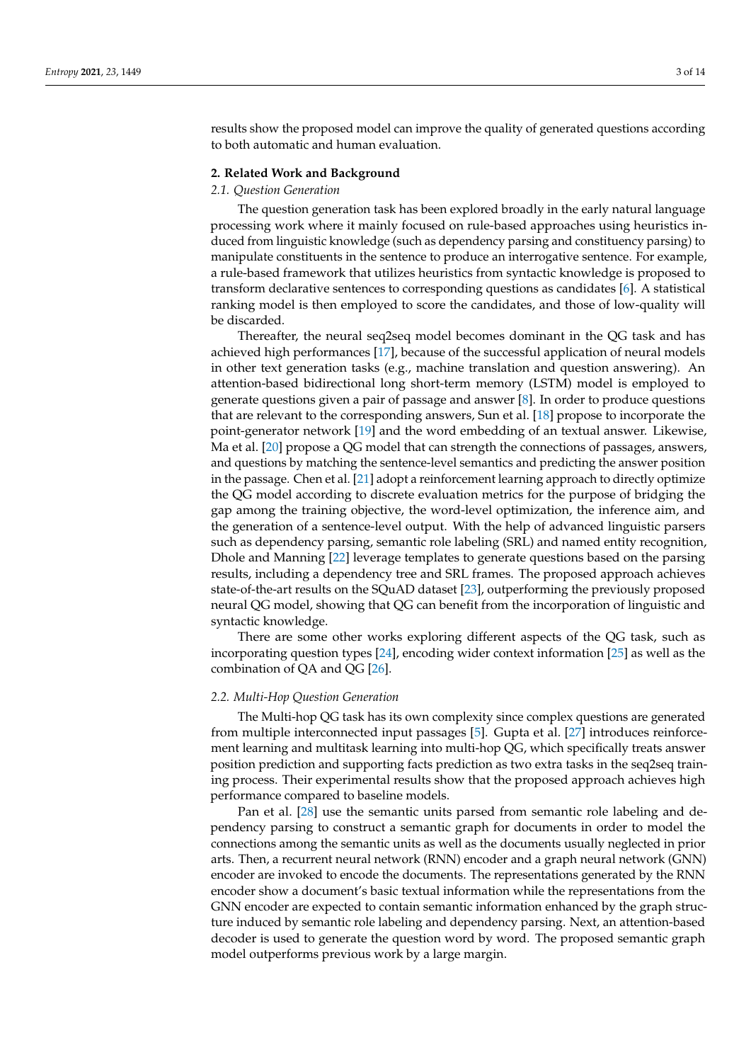results show the proposed model can improve the quality of generated questions according to both automatic and human evaluation.

## 2. Related Work and Background

### *2.1. Question Generation*

The question generation task has been explored broadly in the early natural language processing work where it mainly focused on rule-based approaches using heuristics induced from linguistic knowledge (such as dependency parsing and constituency parsing) to manipulate constituents in the sentence to produce an interrogative sentence. For example, a rule-based framework that utilizes heuristics from syntactic knowledge is proposed to transform declarative sentences to corresponding questions as candidates [6]. A statistical ranking model is then employed to score the candidates, and those of low-quality will be discarded.

Thereafter, the neural seq2seq model becomes dominant in the QG task and has achieved high performances [17], because of the successful application of neural models in other text generation tasks (e.g., machine translation and question answering). An attention-based bidirectional long short-term memory (LSTM) model is employed to generate questions given a pair of passage and answer [8]. In order to produce questions that are relevant to the corresponding answers, Sun et al. [18] propose to incorporate the point-generator network [19] and the word embedding of an textual answer. Likewise, Ma et al. [20] propose a QG model that can strength the connections of passages, answers, and questions by matching the sentence-level semantics and predicting the answer position in the passage. Chen et al. [21] adopt a reinforcement learning approach to directly optimize the QG model according to discrete evaluation metrics for the purpose of bridging the gap among the training objective, the word-level optimization, the inference aim, and the generation of a sentence-level output. With the help of advanced linguistic parsers such as dependency parsing, semantic role labeling (SRL) and named entity recognition, Dhole and Manning [22] leverage templates to generate questions based on the parsing results, including a dependency tree and SRL frames. The proposed approach achieves state-of-the-art results on the SQuAD dataset [23], outperforming the previously proposed neural QG model, showing that QG can benefit from the incorporation of linguistic and syntactic knowledge.

There are some other works exploring different aspects of the QG task, such as incorporating question types [24], encoding wider context information [25] as well as the combination of QA and QG [26].

### *2.2. Multi-Hop Question Generation*

The Multi-hop QG task has its own complexity since complex questions are generated from multiple interconnected input passages [5]. Gupta et al. [27] introduces reinforcement learning and multitask learning into multi-hop QG, which specifically treats answer position prediction and supporting facts prediction as two extra tasks in the seq2seq training process. Their experimental results show that the proposed approach achieves high performance compared to baseline models.

Pan et al. [28] use the semantic units parsed from semantic role labeling and dependency parsing to construct a semantic graph for documents in order to model the connections among the semantic units as well as the documents usually neglected in prior arts. Then, a recurrent neural network (RNN) encoder and a graph neural network (GNN) encoder are invoked to encode the documents. The representations generated by the RNN encoder show a document's basic textual information while the representations from the GNN encoder are expected to contain semantic information enhanced by the graph structure induced by semantic role labeling and dependency parsing. Next, an attention-based decoder is used to generate the question word by word. The proposed semantic graph model outperforms previous work by a large margin.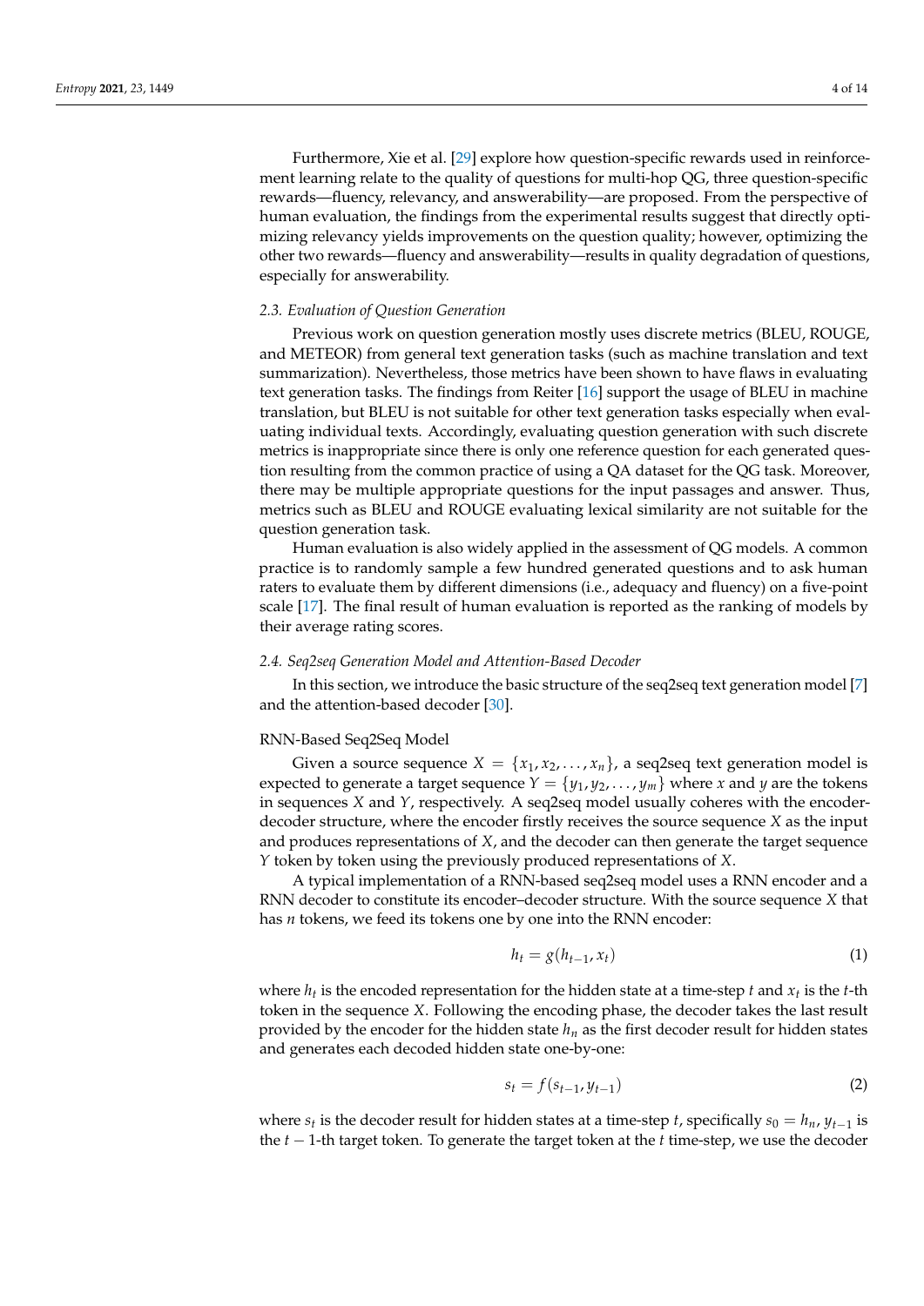Furthermore, Xie et al. [29] explore how question-specific rewards used in reinforcement learning relate to the quality of questions for multi-hop QG, three question-specific rewards—fluency, relevancy, and answerability—are proposed. From the perspective of human evaluation, the findings from the experimental results suggest that directly optimizing relevancy yields improvements on the question quality; however, optimizing the other two rewards—fluency and answerability—results in quality degradation of questions, especially for answerability.

### *2.3. Evaluation of Question Generation*

Previous work on question generation mostly uses discrete metrics (BLEU, ROUGE, and METEOR) from general text generation tasks (such as machine translation and text summarization). Nevertheless, those metrics have been shown to have flaws in evaluating text generation tasks. The findings from Reiter [16] support the usage of BLEU in machine translation, but BLEU is not suitable for other text generation tasks especially when evaluating individual texts. Accordingly, evaluating question generation with such discrete metrics is inappropriate since there is only one reference question for each generated question resulting from the common practice of using a QA dataset for the QG task. Moreover, there may be multiple appropriate questions for the input passages and answer. Thus, metrics such as BLEU and ROUGE evaluating lexical similarity are not suitable for the question generation task.

Human evaluation is also widely applied in the assessment of QG models. A common practice is to randomly sample a few hundred generated questions and to ask human raters to evaluate them by different dimensions (i.e., adequacy and fluency) on a five-point scale [17]. The final result of human evaluation is reported as the ranking of models by their average rating scores.

### *2.4. Seq2seq Generation Model and Attention-Based Decoder*

In this section, we introduce the basic structure of the seq2seq text generation model [7] and the attention-based decoder [30].

#### RNN-Based Seq2Seq Model

Given a source sequence $X = \{x_1, x_2, \ldots, x_n\}$, a seq2seq text generation model is expected to generate a target sequence $Y = \{y_1, y_2, \ldots, y_m\}$ where $x$ and $y$ are the tokens in sequences $X$ and $Y$, respectively. A seq2seq model usually coheres with the encoder-decoder structure, where the encoder firstly receives the source sequence $X$ as the input and produces representations of $X$, and the decoder can then generate the target sequence $Y$ token by token using the previously produced representations of $X$.

A typical implementation of a RNN-based seq2seq model uses a RNN encoder and a RNN decoder to constitute its encoder–decoder structure. With the source sequence $X$ that has $n$ tokens, we feed its tokens one by one into the RNN encoder:

$$h_t = g(h_{t-1}, x_t) \tag{1}$$

where $h_t$ is the encoded representation for the hidden state at a time-step $t$ and $x_t$ is the $t$-th token in the sequence $X$. Following the encoding phase, the decoder takes the last result provided by the encoder for the hidden state $h_n$ as the first decoder result for hidden states and generates each decoded hidden state one-by-one:

$$s_t = f(s_{t-1}, y_{t-1}) \tag{2}$$

where $s_t$ is the decoder result for hidden states at a time-step $t$, specifically $s_0 = h_n$, $y_{t-1}$ is the $t-1$-th target token. To generate the target token at the $t$ time-step, we use the decoder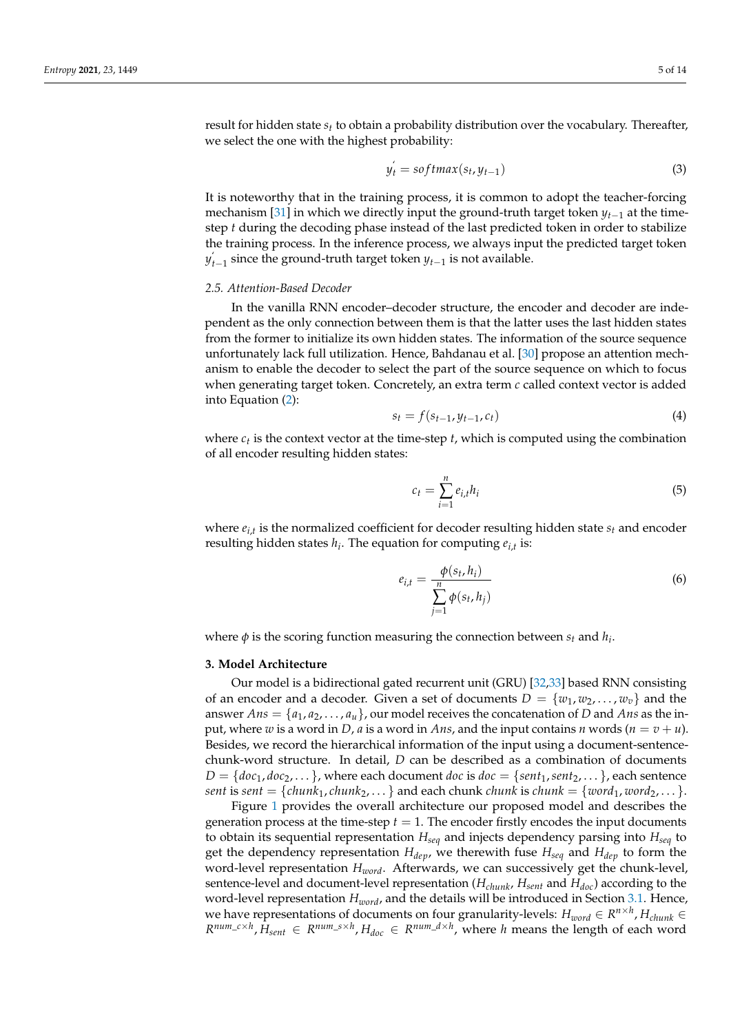result for hidden state $s_t$ to obtain a probability distribution over the vocabulary. Thereafter, we select the one with the highest probability:

$$y_t^{'} = softmax(s_t, y_{t-1}) \tag{3}$$

It is noteworthy that in the training process, it is common to adopt the teacher-forcing mechanism [31] in which we directly input the ground-truth target token $y_{t-1}$ at the time-step $t$ during the decoding phase instead of the last predicted token in order to stabilize the training process. In the inference process, we always input the predicted target token $y_{t-1}^{'}$ since the ground-truth target token $y_{t-1}$ is not available.

### 2.5. Attention-Based Decoder

In the vanilla RNN encoder–decoder structure, the encoder and decoder are independent as the only connection between them is that the latter uses the last hidden states from the former to initialize its own hidden states. The information of the source sequence unfortunately lack full utilization. Hence, Bahdanau et al. [30] propose an attention mechanism to enable the decoder to select the part of the source sequence on which to focus when generating target token. Concretely, an extra term $c$ called context vector is added into Equation (2):

$$s_t = f(s_{t-1}, y_{t-1}, c_t) \tag{4}$$

where $c_t$ is the context vector at the time-step $t$, which is computed using the combination of all encoder resulting hidden states:

$$c_t = \sum_{i=1}^{n} e_{i,t} h_i \tag{5}$$

where $e_{i,t}$ is the normalized coefficient for decoder resulting hidden state $s_t$ and encoder resulting hidden states $h_i$. The equation for computing $e_{i,t}$ is:

$$e_{i,t} = \frac{\phi(s_t, h_i)}{\sum_{j=1}^{n} \phi(s_t, h_j)} \tag{6}$$

where $\phi$ is the scoring function measuring the connection between $s_t$ and $h_i$.

## 3. Model Architecture

Our model is a bidirectional gated recurrent unit (GRU) [32,33] based RNN consisting of an encoder and a decoder. Given a set of documents $D = \{w_1, w_2, \ldots, w_v\}$ and the answer $Ans = \{a_1, a_2, \ldots, a_u\}$, our model receives the concatenation of $D$ and $Ans$ as the input, where $w$ is a word in $D$, $a$ is a word in $Ans$, and the input contains $n$ words ($n = v + u$). Besides, we record the hierarchical information of the input using a document-sentence-chunk-word structure. In detail, $D$ can be described as a combination of documents $D = \{doc_1, doc_2, \ldots\}$, where each document $doc$ is $doc = \{sent_1, sent_2, \ldots\}$, each sentence $sent$ is $sent = \{chunk_1, chunk_2, \ldots\}$ and each chunk $chunk$ is $chunk = \{word_1, word_2, \ldots\}$.

Figure 1 provides the overall architecture our proposed model and describes the generation process at the time-step $t = 1$. The encoder firstly encodes the input documents to obtain its sequential representation $H_{seq}$ and injects dependency parsing into $H_{seq}$ to get the dependency representation $H_{dep}$, we therewith fuse $H_{seq}$ and $H_{dep}$ to form the word-level representation $H_{word}$. Afterwards, we can successively get the chunk-level, sentence-level and document-level representation ($H_{chunk}$, $H_{sent}$ and $H_{doc}$) according to the word-level representation $H_{word}$, and the details will be introduced in Section 3.1. Hence, we have representations of documents on four granularity-levels: $H_{word} \in R^{n \times h}$, $H_{chunk} \in R^{num\_c \times h}$, $H_{sent} \in R^{num\_s \times h}$, $H_{doc} \in R^{num\_d \times h}$, where $h$ means the length of each word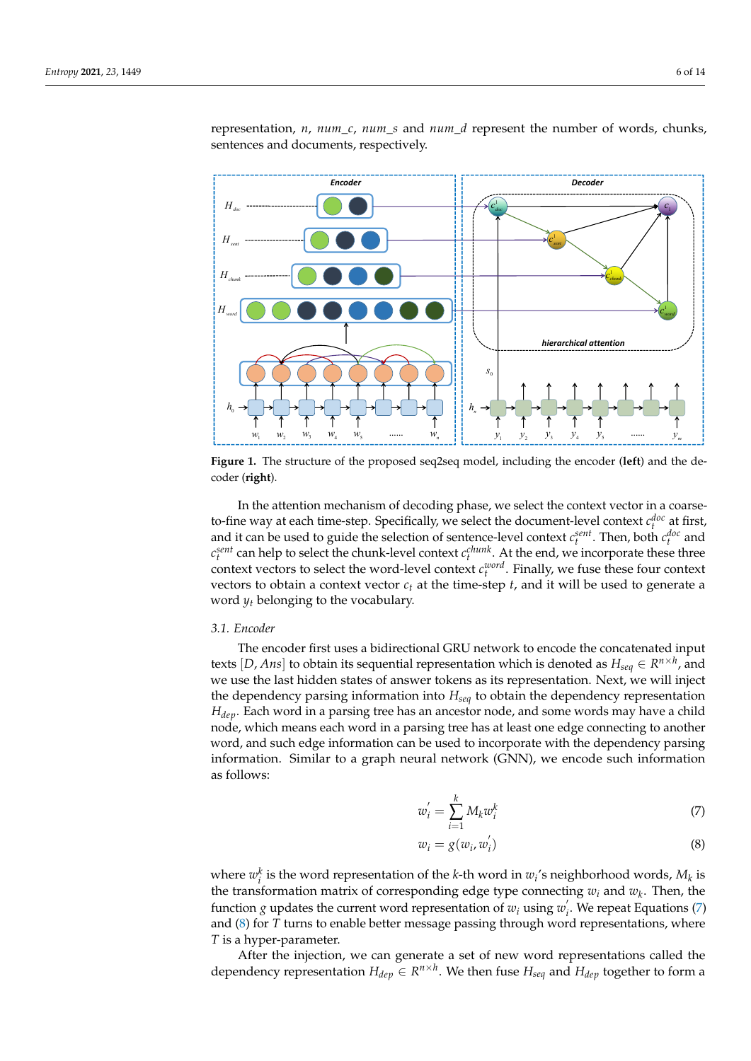representation, $n$, $num\_c$, $num\_s$ and $num\_d$ represent the number of words, chunks, sentences and documents, respectively.

**Figure 1.** The structure of the proposed seq2seq model, including the encoder (**left**) and the decoder (**right**).

In the attention mechanism of decoding phase, we select the context vector in a coarse-to-fine way at each time-step. Specifically, we select the document-level context $c_t^{doc}$ at first, and it can be used to guide the selection of sentence-level context $c_t^{sent}$. Then, both $c_t^{doc}$ and $c_t^{sent}$ can help to select the chunk-level context $c_t^{chunk}$. At the end, we incorporate these three context vectors to select the word-level context $c_t^{word}$. Finally, we fuse these four context vectors to obtain a context vector $c_t$ at the time-step $t$, and it will be used to generate a word $y_t$ belonging to the vocabulary.

### 3.1. Encoder

The encoder first uses a bidirectional GRU network to encode the concatenated input texts $[D, Ans]$ to obtain its sequential representation which is denoted as $H_{seq} \in R^{n \times h}$, and we use the last hidden states of answer tokens as its representation. Next, we will inject the dependency parsing information into $H_{seq}$ to obtain the dependency representation $H_{dep}$. Each word in a parsing tree has an ancestor node, and some words may have a child node, which means each word in a parsing tree has at least one edge connecting to another word, and such edge information can be used to incorporate with the dependency parsing information. Similar to a graph neural network (GNN), we encode such information as follows:

$$w_i^{'} = \sum_{i=1}^{k} M_k w_i^k \tag{7}$$

$$w_i = g(w_i, w_i^{'}) \tag{8}$$

where $w_i^k$ is the word representation of the $k$-th word in $w_i$'s neighborhood words, $M_k$ is the transformation matrix of corresponding edge type connecting $w_i$ and $w_k$. Then, the function $g$ updates the current word representation of $w_i$ using $w_i^{'}$. We repeat Equations (7) and (8) for $T$ turns to enable better message passing through word representations, where $T$ is a hyper-parameter.

After the injection, we can generate a set of new word representations called the dependency representation $H_{dep} \in R^{n \times h}$. We then fuse $H_{seq}$ and $H_{dep}$ together to form a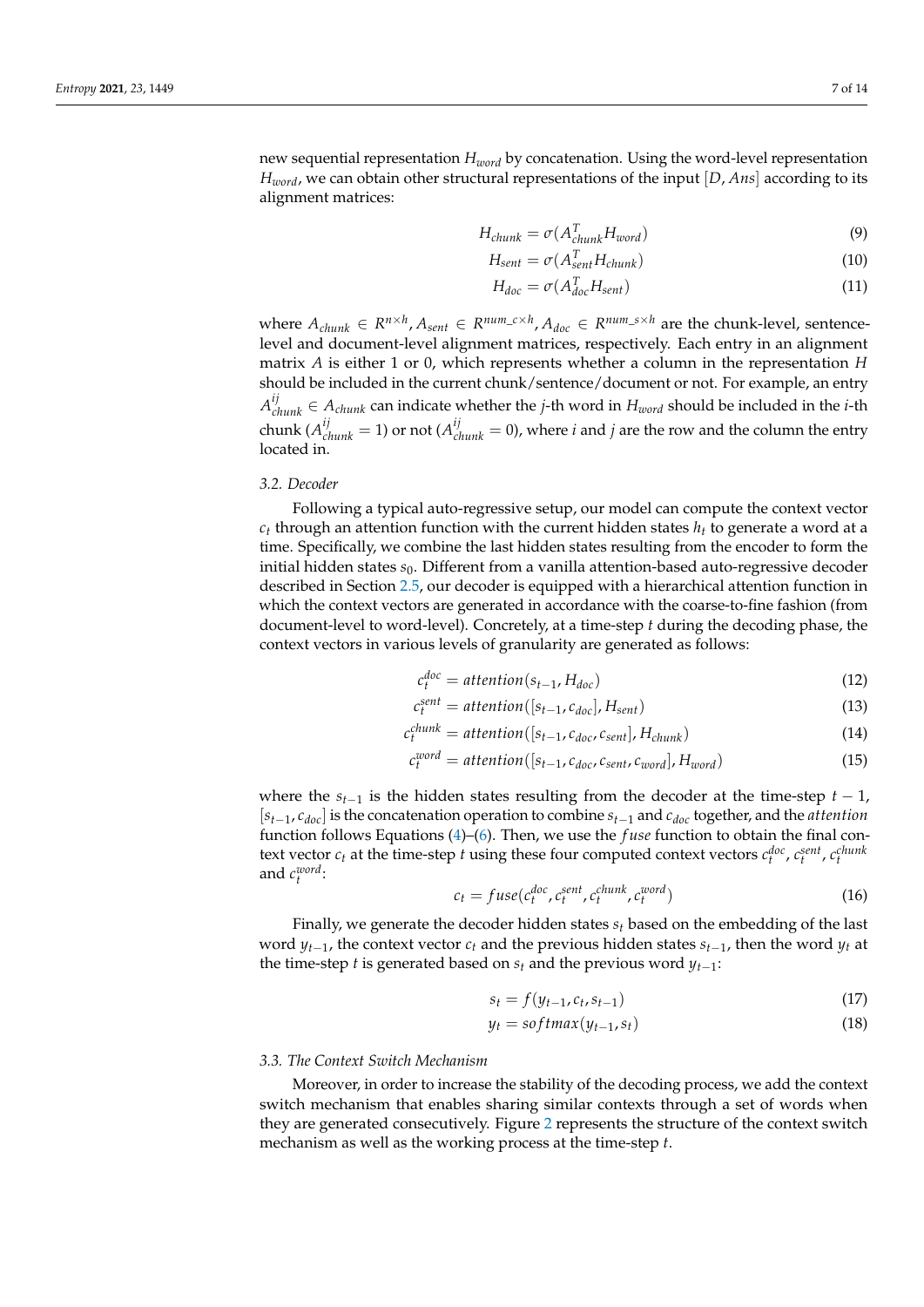new sequential representation $H_{word}$ by concatenation. Using the word-level representation $H_{word}$, we can obtain other structural representations of the input $[D, Ans]$ according to its alignment matrices:

$$H_{chunk} = \sigma(A_{chunk}^T H_{word}) \tag{9}$$

$$H_{sent} = \sigma(A_{sent}^T H_{chunk}) \tag{10}$$

$$H_{doc} = \sigma(A_{doc}^T H_{sent}) \tag{11}$$

where $A_{chunk} \in R^{n \times h}$, $A_{sent} \in R^{num\_c \times h}$, $A_{doc} \in R^{num\_s \times h}$ are the chunk-level, sentence-level and document-level alignment matrices, respectively. Each entry in an alignment matrix $A$ is either 1 or 0, which represents whether a column in the representation $H$ should be included in the current chunk/sentence/document or not. For example, an entry $A_{chunk}^{ij} \in A_{chunk}$ can indicate whether the $j$-th word in $H_{word}$ should be included in the $i$-th chunk ($A_{chunk}^{ij} = 1$) or not ($A_{chunk}^{ij} = 0$), where $i$ and $j$ are the row and the column the entry located in.

### 3.2. Decoder

Following a typical auto-regressive setup, our model can compute the context vector $c_t$ through an attention function with the current hidden states $h_t$ to generate a word at a time. Specifically, we combine the last hidden states resulting from the encoder to form the initial hidden states $s_0$. Different from a vanilla attention-based auto-regressive decoder described in Section 2.5, our decoder is equipped with a hierarchical attention function in which the context vectors are generated in accordance with the coarse-to-fine fashion (from document-level to word-level). Concretely, at a time-step $t$ during the decoding phase, the context vectors in various levels of granularity are generated as follows:

$$c_t^{doc} = attention(s_{t-1}, H_{doc}) \tag{12}$$

$$c_t^{sent} = attention([s_{t-1}, c_{doc}], H_{sent}) \tag{13}$$

$$c_t^{chunk} = attention([s_{t-1}, c_{doc}, c_{sent}], H_{chunk}) \tag{14}$$

$$c_t^{word} = attention([s_{t-1}, c_{doc}, c_{sent}, c_{word}], H_{word}) \tag{15}$$

where the $s_{t-1}$ is the hidden states resulting from the decoder at the time-step $t-1$, $[s_{t-1}, c_{doc}]$ is the concatenation operation to combine $s_{t-1}$ and $c_{doc}$ together, and the *attention* function follows Equations (4)–(6). Then, we use the *fuse* function to obtain the final context vector $c_t$ at the time-step $t$ using these four computed context vectors $c_t^{doc}$, $c_t^{sent}$, $c_t^{chunk}$ and $c_t^{word}$:

$$c_t = fuse(c_t^{doc}, c_t^{sent}, c_t^{chunk}, c_t^{word}) \tag{16}$$

Finally, we generate the decoder hidden states $s_t$ based on the embedding of the last word $y_{t-1}$, the context vector $c_t$ and the previous hidden states $s_{t-1}$, then the word $y_t$ at the time-step $t$ is generated based on $s_t$ and the previous word $y_{t-1}$:

$$s_t = f(y_{t-1}, c_t, s_{t-1}) \tag{17}$$

$$y_t = softmax(y_{t-1}, s_t) \tag{18}$$

### 3.3. The Context Switch Mechanism

Moreover, in order to increase the stability of the decoding process, we add the context switch mechanism that enables sharing similar contexts through a set of words when they are generated consecutively. Figure 2 represents the structure of the context switch mechanism as well as the working process at the time-step $t$.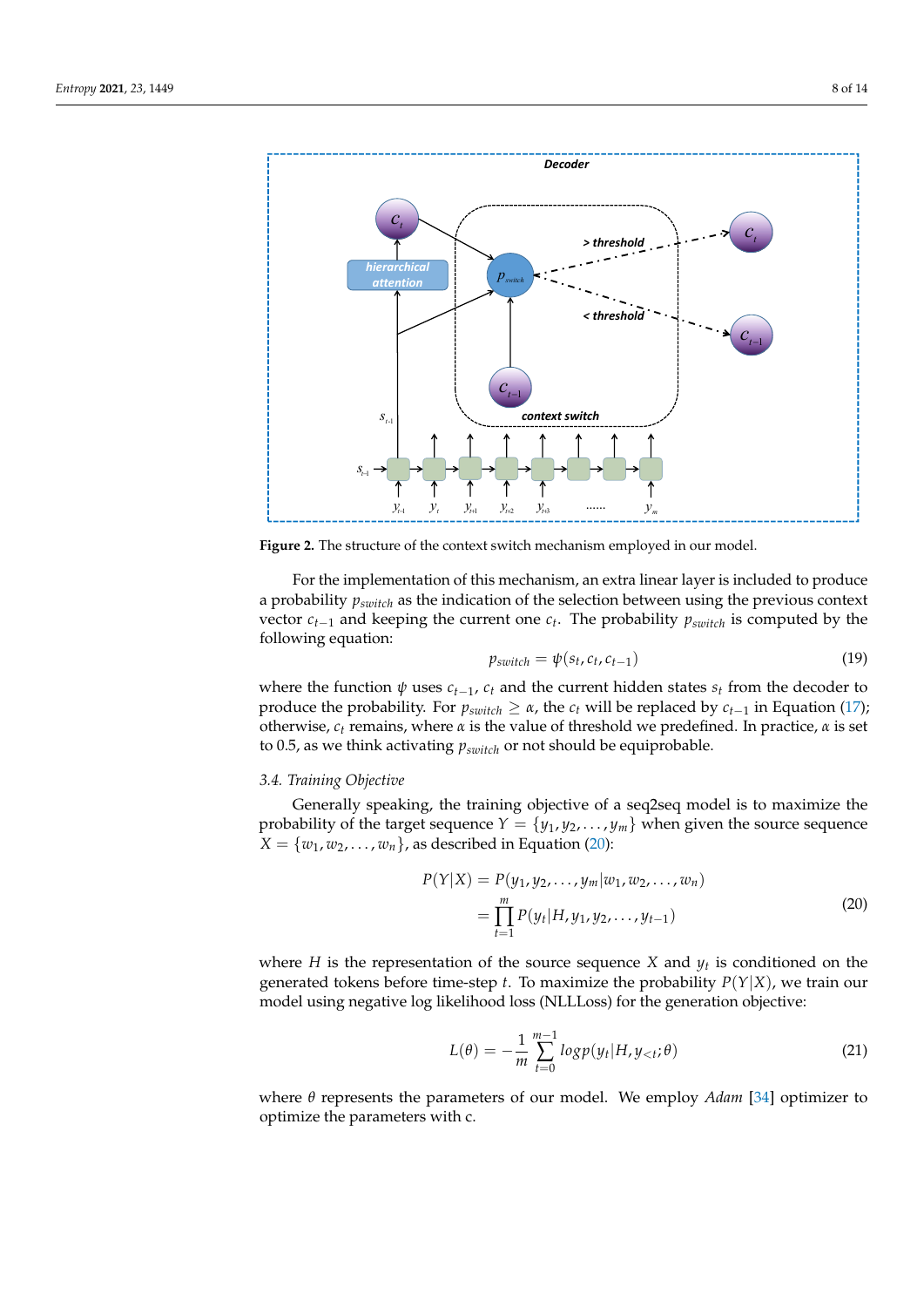**Figure 2.** The structure of the context switch mechanism employed in our model.

For the implementation of this mechanism, an extra linear layer is included to produce a probability $p_{switch}$ as the indication of the selection between using the previous context vector $c_{t-1}$ and keeping the current one $c_t$. The probability $p_{switch}$ is computed by the following equation:

$$p_{switch} = \psi(s_t, c_t, c_{t-1}) \tag{19}$$

where the function $\psi$ uses $c_{t-1}$, $c_t$ and the current hidden states $s_t$ from the decoder to produce the probability. For $p_{switch} \geq \alpha$, the $c_t$ will be replaced by $c_{t-1}$ in Equation (17); otherwise, $c_t$ remains, where $\alpha$ is the value of threshold we predefined. In practice, $\alpha$ is set to 0.5, as we think activating $p_{switch}$ or not should be equiprobable.

### 3.4. Training Objective

Generally speaking, the training objective of a seq2seq model is to maximize the probability of the target sequence $Y = \{y_1, y_2, \ldots, y_m\}$ when given the source sequence $X = \{w_1, w_2, \ldots, w_n\}$, as described in Equation (20):

$$\begin{aligned} P(Y|X) &= P(y_1, y_2, \ldots, y_m | w_1, w_2, \ldots, w_n) \\ &= \prod_{t=1}^{m} P(y_t | H, y_1, y_2, \ldots, y_{t-1}) \end{aligned} \tag{20}$$

where $H$ is the representation of the source sequence $X$ and $y_t$ is conditioned on the generated tokens before time-step $t$. To maximize the probability $P(Y|X)$, we train our model using negative log likelihood loss (NLLLoss) for the generation objective:

$$L(\theta) = -\frac{1}{m} \sum_{t=0}^{m-1} log p(y_t | H, y_{<t}; \theta) \tag{21}$$

where $\theta$ represents the parameters of our model. We employ *Adam* [34] optimizer to optimize the parameters with c.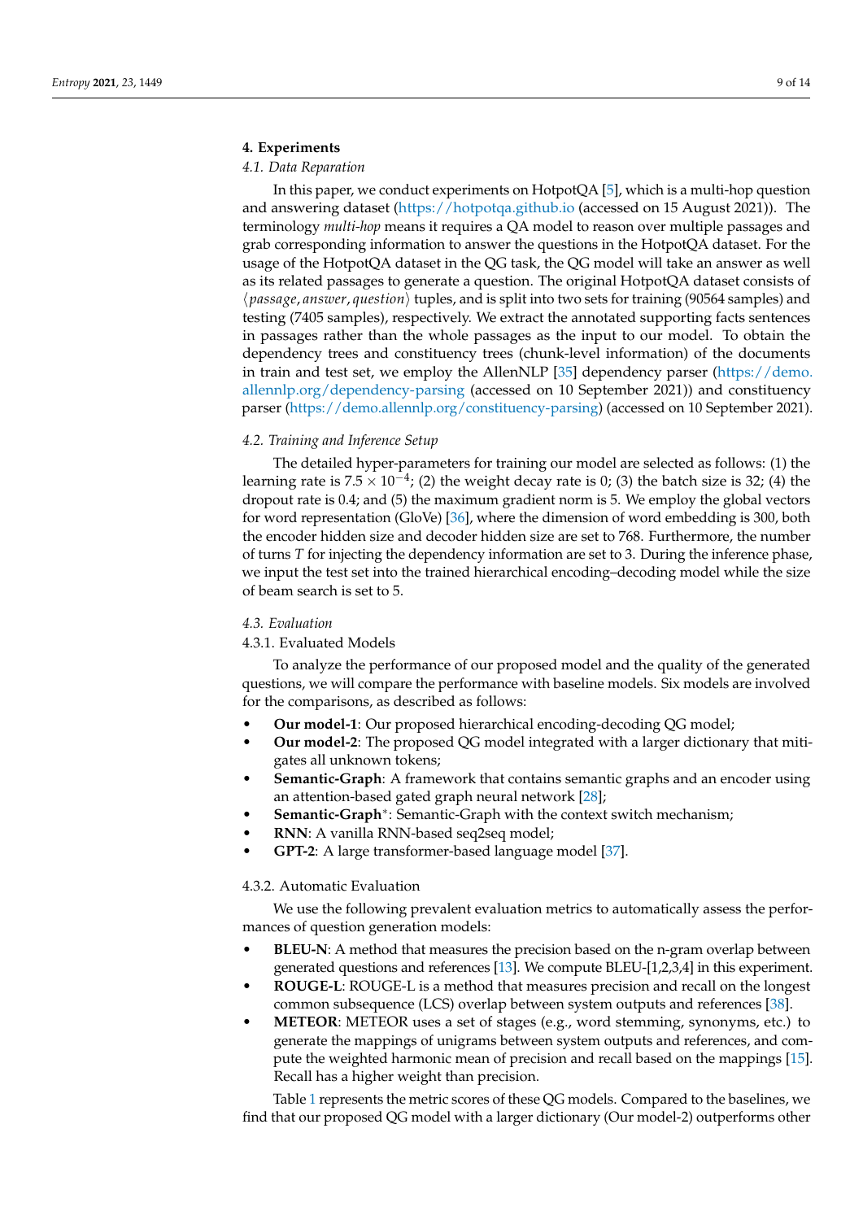## 4. Experiments

### 4.1. Data Reparation

In this paper, we conduct experiments on HotpotQA [5], which is a multi-hop question and answering dataset (https://hotpotqa.github.io (accessed on 15 August 2021)). The terminology *multi-hop* means it requires a QA model to reason over multiple passages and grab corresponding information to answer the questions in the HotpotQA dataset. For the usage of the HotpotQA dataset in the QG task, the QG model will take an answer as well as its related passages to generate a question. The original HotpotQA dataset consists of $\langle passage, answer, question \rangle$ tuples, and is split into two sets for training (90564 samples) and testing (7405 samples), respectively. We extract the annotated supporting facts sentences in passages rather than the whole passages as the input to our model. To obtain the dependency trees and constituency trees (chunk-level information) of the documents in train and test set, we employ the AllenNLP [35] dependency parser (https://demo.allennlp.org/dependency-parsing (accessed on 10 September 2021)) and constituency parser (https://demo.allennlp.org/constituency-parsing) (accessed on 10 September 2021).

### 4.2. Training and Inference Setup

The detailed hyper-parameters for training our model are selected as follows: (1) the learning rate is $7.5 \times 10^{-4}$; (2) the weight decay rate is 0; (3) the batch size is 32; (4) the dropout rate is 0.4; and (5) the maximum gradient norm is 5. We employ the global vectors for word representation (GloVe) [36], where the dimension of word embedding is 300, both the encoder hidden size and decoder hidden size are set to 768. Furthermore, the number of turns $T$ for injecting the dependency information are set to 3. During the inference phase, we input the test set into the trained hierarchical encoding–decoding model while the size of beam search is set to 5.

### 4.3. Evaluation

#### 4.3.1. Evaluated Models

To analyze the performance of our proposed model and the quality of the generated questions, we will compare the performance with baseline models. Six models are involved for the comparisons, as described as follows:

- **Our model-1**: Our proposed hierarchical encoding-decoding QG model;
- **Our model-2**: The proposed QG model integrated with a larger dictionary that mitigates all unknown tokens;
- **Semantic-Graph**: A framework that contains semantic graphs and an encoder using an attention-based gated graph neural network [28];
- **Semantic-Graph***: Semantic-Graph with the context switch mechanism;
- **RNN**: A vanilla RNN-based seq2seq model;
- **GPT-2**: A large transformer-based language model [37].

#### 4.3.2. Automatic Evaluation

We use the following prevalent evaluation metrics to automatically assess the performances of question generation models:

- **BLEU-N**: A method that measures the precision based on the n-gram overlap between generated questions and references [13]. We compute BLEU-[1,2,3,4] in this experiment.
- **ROUGE-L**: ROUGE-L is a method that measures precision and recall on the longest common subsequence (LCS) overlap between system outputs and references [38].
- **METEOR**: METEOR uses a set of stages (e.g., word stemming, synonyms, etc.) to generate the mappings of unigrams between system outputs and references, and compute the weighted harmonic mean of precision and recall based on the mappings [15]. Recall has a higher weight than precision.

Table 1 represents the metric scores of these QG models. Compared to the baselines, we find that our proposed QG model with a larger dictionary (Our model-2) outperforms other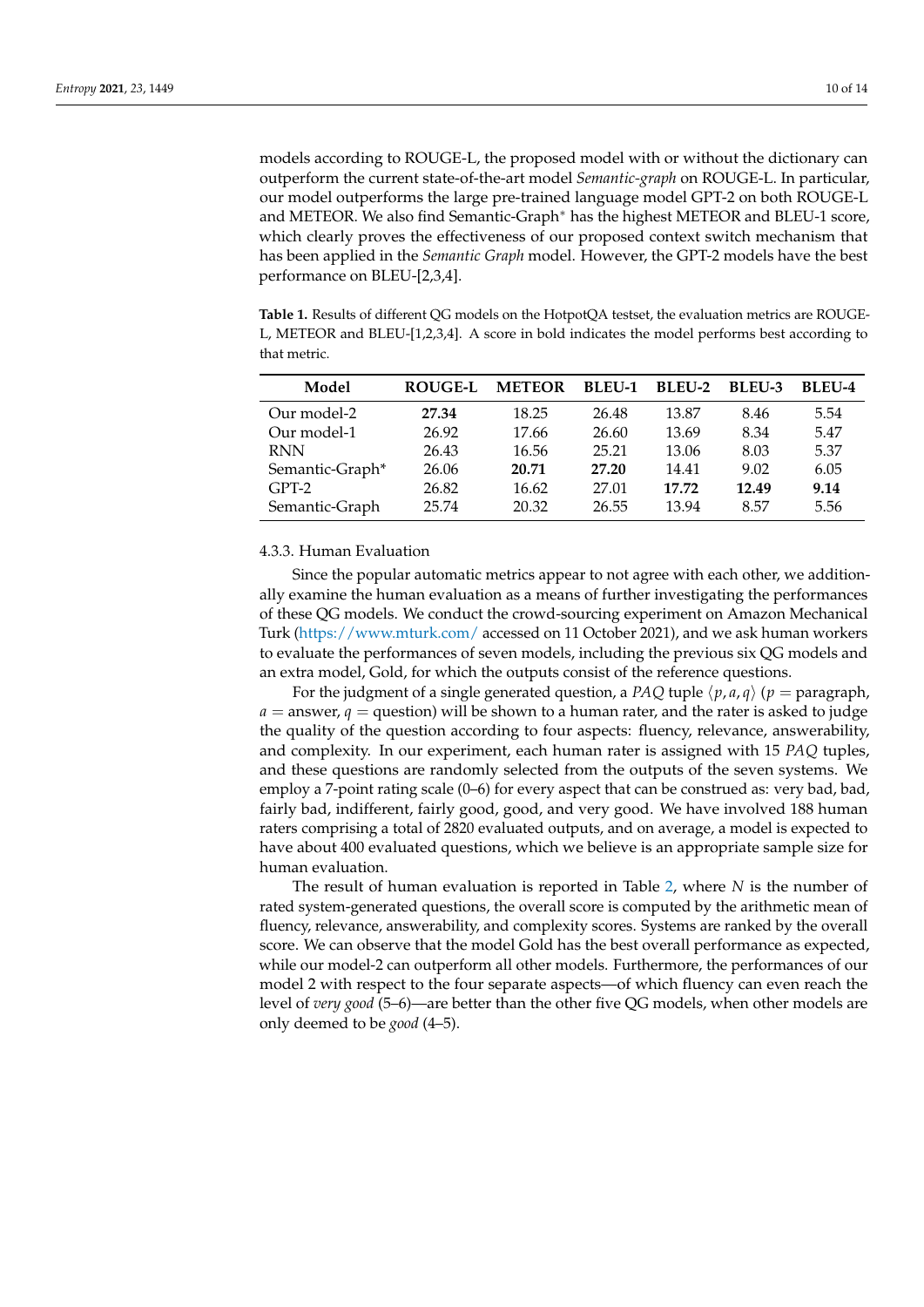models according to ROUGE-L, the proposed model with or without the dictionary can outperform the current state-of-the-art model *Semantic-graph* on ROUGE-L. In particular, our model outperforms the large pre-trained language model GPT-2 on both ROUGE-L and METEOR. We also find Semantic-Graph* has the highest METEOR and BLEU-1 score, which clearly proves the effectiveness of our proposed context switch mechanism that has been applied in the *Semantic Graph* model. However, the GPT-2 models have the best performance on BLEU-[2,3,4].

**Table 1.** Results of different QG models on the HotpotQA testset, the evaluation metrics are ROUGE-L, METEOR and BLEU-[1,2,3,4]. A score in bold indicates the model performs best according to that metric.

| Model | ROUGE-L | METEOR | BLEU-1 | BLEU-2 | BLEU-3 | BLEU-4 |
| --- | --- | --- | --- | --- | --- | --- |
| Our model-2 | **27.34** | 18.25 | 26.48 | 13.87 | 8.46 | 5.54 |
| Our model-1 | 26.92 | 17.66 | 26.60 | 13.69 | 8.34 | 5.47 |
| RNN | 26.43 | 16.56 | 25.21 | 13.06 | 8.03 | 5.37 |
| Semantic-Graph* | 26.06 | **20.71** | **27.20** | 14.41 | 9.02 | 6.05 |
| GPT-2 | 26.82 | 16.62 | 27.01 | **17.72** | **12.49** | **9.14** |
| Semantic-Graph | 25.74 | 20.32 | 26.55 | 13.94 | 8.57 | 5.56 |

#### 4.3.3. Human Evaluation

Since the popular automatic metrics appear to not agree with each other, we additionally examine the human evaluation as a means of further investigating the performances of these QG models. We conduct the crowd-sourcing experiment on Amazon Mechanical Turk (https://www.mturk.com/ accessed on 11 October 2021), and we ask human workers to evaluate the performances of seven models, including the previous six QG models and an extra model, Gold, for which the outputs consist of the reference questions.

For the judgment of a single generated question, a *PAQ* tuple $\langle p, a, q \rangle$ ($p$ = paragraph, $a$ = answer, $q$ = question) will be shown to a human rater, and the rater is asked to judge the quality of the question according to four aspects: fluency, relevance, answerability, and complexity. In our experiment, each human rater is assigned with 15 *PAQ* tuples, and these questions are randomly selected from the outputs of the seven systems. We employ a 7-point rating scale (0–6) for every aspect that can be construed as: very bad, bad, fairly bad, indifferent, fairly good, good, and very good. We have involved 188 human raters comprising a total of 2820 evaluated outputs, and on average, a model is expected to have about 400 evaluated questions, which we believe is an appropriate sample size for human evaluation.

The result of human evaluation is reported in Table 2, where $N$ is the number of rated system-generated questions, the overall score is computed by the arithmetic mean of fluency, relevance, answerability, and complexity scores. Systems are ranked by the overall score. We can observe that the model Gold has the best overall performance as expected, while our model-2 can outperform all other models. Furthermore, the performances of our model 2 with respect to the four separate aspects—of which fluency can even reach the level of *very good* (5–6)—are better than the other five QG models, when other models are only deemed to be *good* (4–5).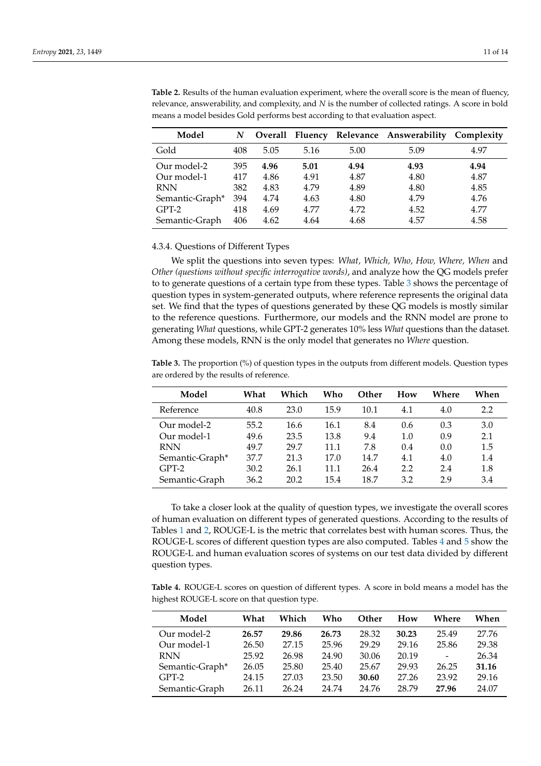**Table 2.** Results of the human evaluation experiment, where the overall score is the mean of fluency, relevance, answerability, and complexity, and *N* is the number of collected ratings. A score in bold means a model besides Gold performs best according to that evaluation aspect.

| Model | *N* | Overall | Fluency | Relevance | Answerability | Complexity |
|---|---|---|---|---|---|---|
| Gold | 408 | 5.05 | 5.16 | 5.00 | 5.09 | 4.97 |
| Our model-2 | 395 | **4.96** | **5.01** | **4.94** | **4.93** | **4.94** |
| Our model-1 | 417 | 4.86 | 4.91 | 4.87 | 4.80 | 4.87 |
| RNN | 382 | 4.83 | 4.79 | 4.89 | 4.80 | 4.85 |
| Semantic-Graph* | 394 | 4.74 | 4.63 | 4.80 | 4.79 | 4.76 |
| GPT-2 | 418 | 4.69 | 4.77 | 4.72 | 4.52 | 4.77 |
| Semantic-Graph | 406 | 4.62 | 4.64 | 4.68 | 4.57 | 4.58 |

#### 4.3.4. Questions of Different Types

We split the questions into seven types: *What, Which, Who, How, Where, When* and *Other (questions without specific interrogative words)*, and analyze how the QG models prefer to to generate questions of a certain type from these types. Table 3 shows the percentage of question types in system-generated outputs, where reference represents the original data set. We find that the types of questions generated by these QG models is mostly similar to the reference questions. Furthermore, our models and the RNN model are prone to generating *What* questions, while GPT-2 generates 10% less *What* questions than the dataset. Among these models, RNN is the only model that generates no *Where* question.

**Table 3.** The proportion (%) of question types in the outputs from different models. Question types are ordered by the results of reference.

| Model | What | Which | Who | Other | How | Where | When |
|---|---|---|---|---|---|---|---|
| Reference | 40.8 | 23.0 | 15.9 | 10.1 | 4.1 | 4.0 | 2.2 |
| Our model-2 | 55.2 | 16.6 | 16.1 | 8.4 | 0.6 | 0.3 | 3.0 |
| Our model-1 | 49.6 | 23.5 | 13.8 | 9.4 | 1.0 | 0.9 | 2.1 |
| RNN | 49.7 | 29.7 | 11.1 | 7.8 | 0.4 | 0.0 | 1.5 |
| Semantic-Graph* | 37.7 | 21.3 | 17.0 | 14.7 | 4.1 | 4.0 | 1.4 |
| GPT-2 | 30.2 | 26.1 | 11.1 | 26.4 | 2.2 | 2.4 | 1.8 |
| Semantic-Graph | 36.2 | 20.2 | 15.4 | 18.7 | 3.2 | 2.9 | 3.4 |

To take a closer look at the quality of question types, we investigate the overall scores of human evaluation on different types of generated questions. According to the results of Tables 1 and 2, ROUGE-L is the metric that correlates best with human scores. Thus, the ROUGE-L scores of different question types are also computed. Tables 4 and 5 show the ROUGE-L and human evaluation scores of systems on our test data divided by different question types.

**Table 4.** ROUGE-L scores on question of different types. A score in bold means a model has the highest ROUGE-L score on that question type.

| Model | What | Which | Who | Other | How | Where | When |
|---|---|---|---|---|---|---|---|
| Our model-2 | **26.57** | **29.86** | **26.73** | 28.32 | **30.23** | 25.49 | 27.76 |
| Our model-1 | 26.50 | 27.15 | 25.96 | 29.29 | 29.16 | 25.86 | 29.38 |
| RNN | 25.92 | 26.98 | 24.90 | 30.06 | 20.19 | - | 26.34 |
| Semantic-Graph* | 26.05 | 25.80 | 25.40 | 25.67 | 29.93 | 26.25 | **31.16** |
| GPT-2 | 24.15 | 27.03 | 23.50 | **30.60** | 27.26 | 23.92 | 29.16 |
| Semantic-Graph | 26.11 | 26.24 | 24.74 | 24.76 | 28.79 | **27.96** | 24.07 |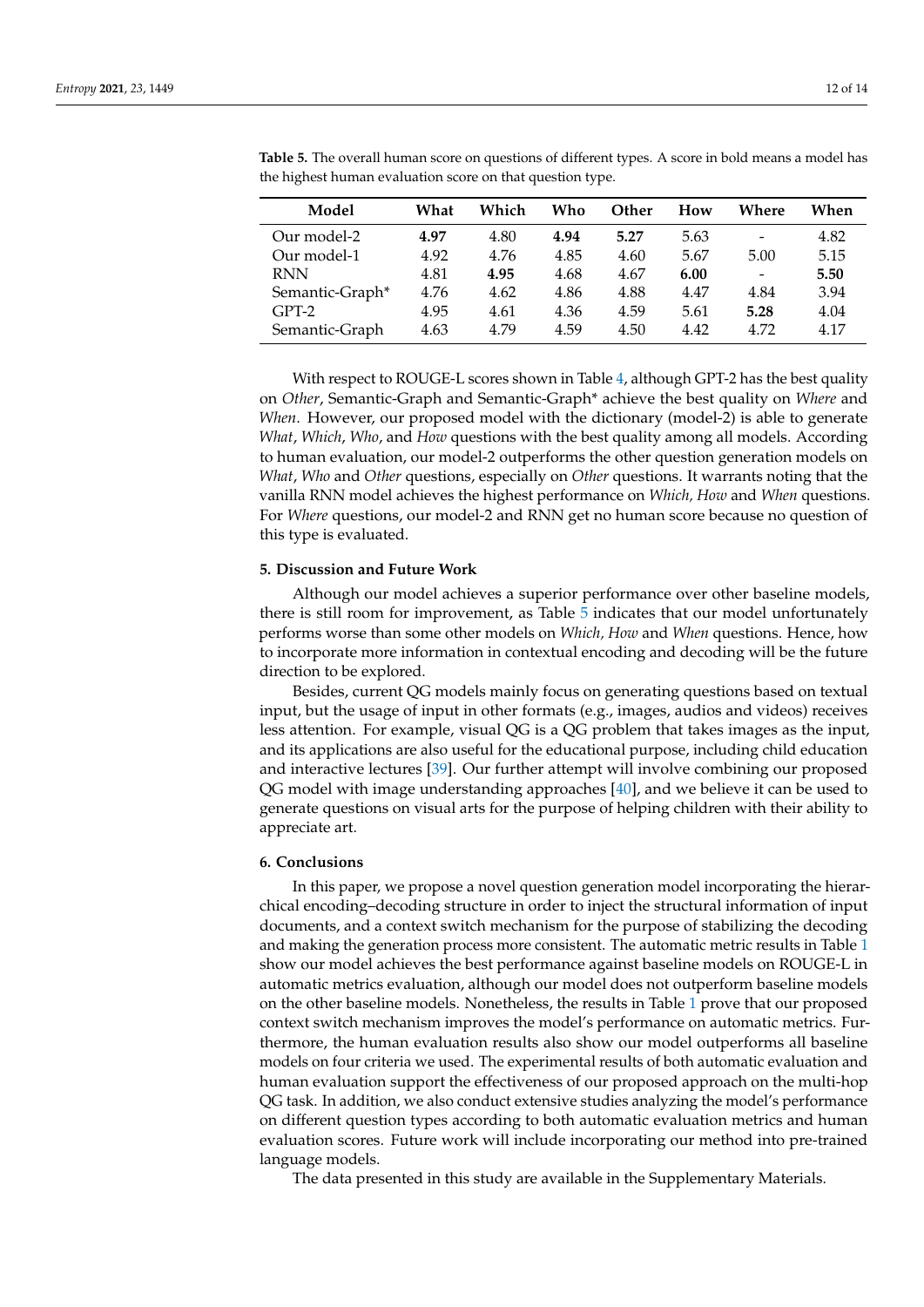**Table 5.** The overall human score on questions of different types. A score in bold means a model has the highest human evaluation score on that question type.

| Model | What | Which | Who | Other | How | Where | When |
|---|---|---|---|---|---|---|---|
| Our model-2 | **4.97** | 4.80 | **4.94** | **5.27** | 5.63 | - | 4.82 |
| Our model-1 | 4.92 | 4.76 | 4.85 | 4.60 | 5.67 | 5.00 | 5.15 |
| RNN | 4.81 | **4.95** | 4.68 | 4.67 | **6.00** | - | **5.50** |
| Semantic-Graph* | 4.76 | 4.62 | 4.86 | 4.88 | 4.47 | 4.84 | 3.94 |
| GPT-2 | 4.95 | 4.61 | 4.36 | 4.59 | 5.61 | **5.28** | 4.04 |
| Semantic-Graph | 4.63 | 4.79 | 4.59 | 4.50 | 4.42 | 4.72 | 4.17 |

With respect to ROUGE-L scores shown in Table 4, although GPT-2 has the best quality on *Other*, Semantic-Graph and Semantic-Graph* achieve the best quality on *Where* and *When*. However, our proposed model with the dictionary (model-2) is able to generate *What*, *Which*, *Who*, and *How* questions with the best quality among all models. According to human evaluation, our model-2 outperforms the other question generation models on *What*, *Who* and *Other* questions, especially on *Other* questions. It warrants noting that the vanilla RNN model achieves the highest performance on *Which, How* and *When* questions. For *Where* questions, our model-2 and RNN get no human score because no question of this type is evaluated.

## 5. Discussion and Future Work

Although our model achieves a superior performance over other baseline models, there is still room for improvement, as Table 5 indicates that our model unfortunately performs worse than some other models on *Which, How* and *When* questions. Hence, how to incorporate more information in contextual encoding and decoding will be the future direction to be explored.

Besides, current QG models mainly focus on generating questions based on textual input, but the usage of input in other formats (e.g., images, audios and videos) receives less attention. For example, visual QG is a QG problem that takes images as the input, and its applications are also useful for the educational purpose, including child education and interactive lectures [39]. Our further attempt will involve combining our proposed QG model with image understanding approaches [40], and we believe it can be used to generate questions on visual arts for the purpose of helping children with their ability to appreciate art.

## 6. Conclusions

In this paper, we propose a novel question generation model incorporating the hierarchical encoding–decoding structure in order to inject the structural information of input documents, and a context switch mechanism for the purpose of stabilizing the decoding and making the generation process more consistent. The automatic metric results in Table 1 show our model achieves the best performance against baseline models on ROUGE-L in automatic metrics evaluation, although our model does not outperform baseline models on the other baseline models. Nonetheless, the results in Table 1 prove that our proposed context switch mechanism improves the model's performance on automatic metrics. Furthermore, the human evaluation results also show our model outperforms all baseline models on four criteria we used. The experimental results of both automatic evaluation and human evaluation support the effectiveness of our proposed approach on the multi-hop QG task. In addition, we also conduct extensive studies analyzing the model's performance on different question types according to both automatic evaluation metrics and human evaluation scores. Future work will include incorporating our method into pre-trained language models.

The data presented in this study are available in the Supplementary Materials.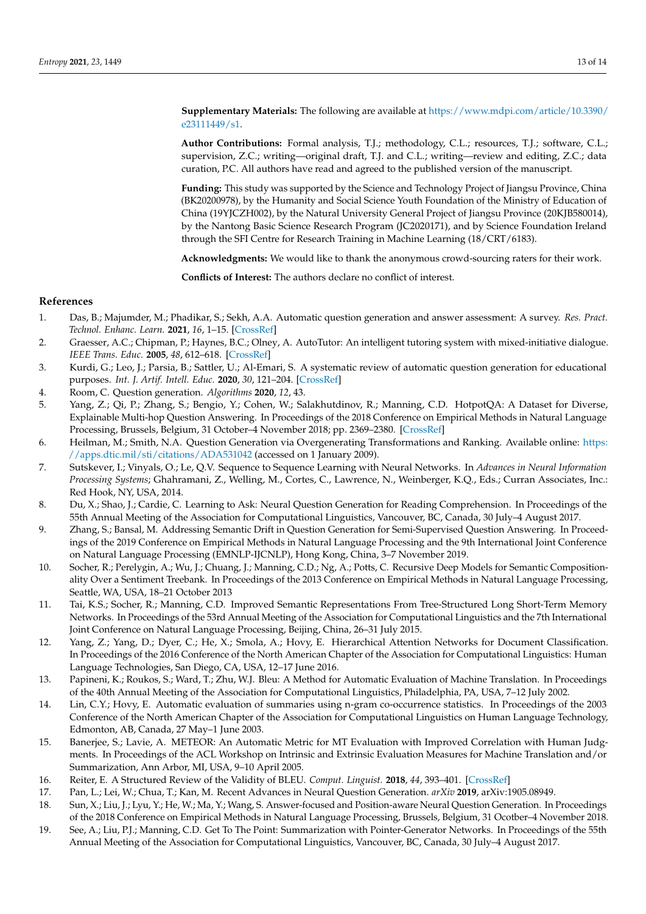**Supplementary Materials:** The following are available at https://www.mdpi.com/article/10.3390/e23111449/s1.

**Author Contributions:** Formal analysis, T.J.; methodology, C.L.; resources, T.J.; software, C.L.; supervision, Z.C.; writing—original draft, T.J. and C.L.; writing—review and editing, Z.C.; data curation, P.C. All authors have read and agreed to the published version of the manuscript.

**Funding:** This study was supported by the Science and Technology Project of Jiangsu Province, China (BK20200978), by the Humanity and Social Science Youth Foundation of the Ministry of Education of China (19YJCZH002), by the Natural University General Project of Jiangsu Province (20KJB580014), by the Nantong Basic Science Research Program (JC2020171), and by Science Foundation Ireland through the SFI Centre for Research Training in Machine Learning (18/CRT/6183).

**Acknowledgments:** We would like to thank the anonymous crowd-sourcing raters for their work.

**Conflicts of Interest:** The authors declare no conflict of interest.

## References

1. Das, B.; Majumder, M.; Phadikar, S.; Sekh, A.A. Automatic question generation and answer assessment: A survey. *Res. Pract. Technol. Enhanc. Learn.* **2021**, *16*, 1–15. [CrossRef]
2. Graesser, A.C.; Chipman, P.; Haynes, B.C.; Olney, A. AutoTutor: An intelligent tutoring system with mixed-initiative dialogue. *IEEE Trans. Educ.* **2005**, *48*, 612–618. [CrossRef]
3. Kurdi, G.; Leo, J.; Parsia, B.; Sattler, U.; Al-Emari, S. A systematic review of automatic question generation for educational purposes. *Int. J. Artif. Intell. Educ.* **2020**, *30*, 121–204. [CrossRef]
4. Room, C. Question generation. *Algorithms* **2020**, *12*, 43.
5. Yang, Z.; Qi, P.; Zhang, S.; Bengio, Y.; Cohen, W.; Salakhutdinov, R.; Manning, C.D. HotpotQA: A Dataset for Diverse, Explainable Multi-hop Question Answering. In Proceedings of the 2018 Conference on Empirical Methods in Natural Language Processing, Brussels, Belgium, 31 October–4 November 2018; pp. 2369–2380. [CrossRef]
6. Heilman, M.; Smith, N.A. Question Generation via Overgenerating Transformations and Ranking. Available online: https://apps.dtic.mil/sti/citations/ADA531042 (accessed on 1 January 2009).
7. Sutskever, I.; Vinyals, O.; Le, Q.V. Sequence to Sequence Learning with Neural Networks. In *Advances in Neural Information Processing Systems*; Ghahramani, Z., Welling, M., Cortes, C., Lawrence, N., Weinberger, K.Q., Eds.; Curran Associates, Inc.: Red Hook, NY, USA, 2014.
8. Du, X.; Shao, J.; Cardie, C. Learning to Ask: Neural Question Generation for Reading Comprehension. In Proceedings of the 55th Annual Meeting of the Association for Computational Linguistics, Vancouver, BC, Canada, 30 July–4 August 2017.
9. Zhang, S.; Bansal, M. Addressing Semantic Drift in Question Generation for Semi-Supervised Question Answering. In Proceedings of the 2019 Conference on Empirical Methods in Natural Language Processing and the 9th International Joint Conference on Natural Language Processing (EMNLP-IJCNLP), Hong Kong, China, 3–7 November 2019.
10. Socher, R.; Perelygin, A.; Wu, J.; Chuang, J.; Manning, C.D.; Ng, A.; Potts, C. Recursive Deep Models for Semantic Compositionality Over a Sentiment Treebank. In Proceedings of the 2013 Conference on Empirical Methods in Natural Language Processing, Seattle, WA, USA, 18–21 October 2013
11. Tai, K.S.; Socher, R.; Manning, C.D. Improved Semantic Representations From Tree-Structured Long Short-Term Memory Networks. In Proceedings of the 53rd Annual Meeting of the Association for Computational Linguistics and the 7th International Joint Conference on Natural Language Processing, Beijing, China, 26–31 July 2015.
12. Yang, Z.; Yang, D.; Dyer, C.; He, X.; Smola, A.; Hovy, E. Hierarchical Attention Networks for Document Classification. In Proceedings of the 2016 Conference of the North American Chapter of the Association for Computational Linguistics: Human Language Technologies, San Diego, CA, USA, 12–17 June 2016.
13. Papineni, K.; Roukos, S.; Ward, T.; Zhu, W.J. Bleu: A Method for Automatic Evaluation of Machine Translation. In Proceedings of the 40th Annual Meeting of the Association for Computational Linguistics, Philadelphia, PA, USA, 7–12 July 2002.
14. Lin, C.Y.; Hovy, E. Automatic evaluation of summaries using n-gram co-occurrence statistics. In Proceedings of the 2003 Conference of the North American Chapter of the Association for Computational Linguistics on Human Language Technology, Edmonton, AB, Canada, 27 May–1 June 2003.
15. Banerjee, S.; Lavie, A. METEOR: An Automatic Metric for MT Evaluation with Improved Correlation with Human Judgments. In Proceedings of the ACL Workshop on Intrinsic and Extrinsic Evaluation Measures for Machine Translation and/or Summarization, Ann Arbor, MI, USA, 9–10 April 2005.
16. Reiter, E. A Structured Review of the Validity of BLEU. *Comput. Linguist.* **2018**, *44*, 393–401. [CrossRef]
17. Pan, L.; Lei, W.; Chua, T.; Kan, M. Recent Advances in Neural Question Generation. *arXiv* **2019**, arXiv:1905.08949.
18. Sun, X.; Liu, J.; Lyu, Y.; He, W.; Ma, Y.; Wang, S. Answer-focused and Position-aware Neural Question Generation. In Proceedings of the 2018 Conference on Empirical Methods in Natural Language Processing, Brussels, Belgium, 31 October–4 November 2018.
19. See, A.; Liu, P.J.; Manning, C.D. Get To The Point: Summarization with Pointer-Generator Networks. In Proceedings of the 55th Annual Meeting of the Association for Computational Linguistics, Vancouver, BC, Canada, 30 July–4 August 2017.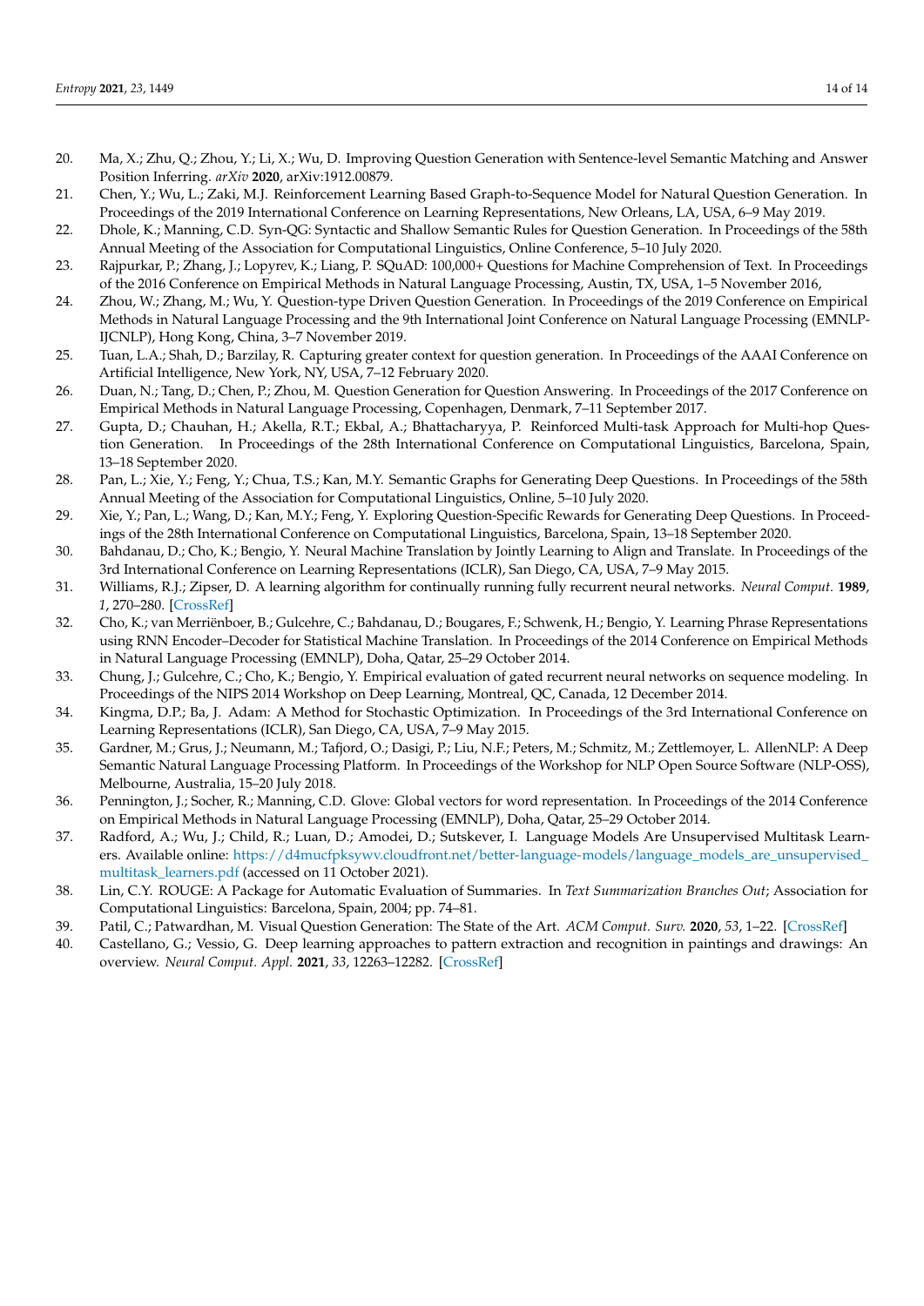20. Ma, X.; Zhu, Q.; Zhou, Y.; Li, X.; Wu, D. Improving Question Generation with Sentence-level Semantic Matching and Answer Position Inferring. *arXiv* **2020**, arXiv:1912.00879.
21. Chen, Y.; Wu, L.; Zaki, M.J. Reinforcement Learning Based Graph-to-Sequence Model for Natural Question Generation. In Proceedings of the 2019 International Conference on Learning Representations, New Orleans, LA, USA, 6–9 May 2019.
22. Dhole, K.; Manning, C.D. Syn-QG: Syntactic and Shallow Semantic Rules for Question Generation. In Proceedings of the 58th Annual Meeting of the Association for Computational Linguistics, Online Conference, 5–10 July 2020.
23. Rajpurkar, P.; Zhang, J.; Lopyrev, K.; Liang, P. SQuAD: 100,000+ Questions for Machine Comprehension of Text. In Proceedings of the 2016 Conference on Empirical Methods in Natural Language Processing, Austin, TX, USA, 1–5 November 2016,
24. Zhou, W.; Zhang, M.; Wu, Y. Question-type Driven Question Generation. In Proceedings of the 2019 Conference on Empirical Methods in Natural Language Processing and the 9th International Joint Conference on Natural Language Processing (EMNLP-IJCNLP), Hong Kong, China, 3–7 November 2019.
25. Tuan, L.A.; Shah, D.; Barzilay, R. Capturing greater context for question generation. In Proceedings of the AAAI Conference on Artificial Intelligence, New York, NY, USA, 7–12 February 2020.
26. Duan, N.; Tang, D.; Chen, P.; Zhou, M. Question Generation for Question Answering. In Proceedings of the 2017 Conference on Empirical Methods in Natural Language Processing, Copenhagen, Denmark, 7–11 September 2017.
27. Gupta, D.; Chauhan, H.; Akella, R.T.; Ekbal, A.; Bhattacharyya, P. Reinforced Multi-task Approach for Multi-hop Question Generation. In Proceedings of the 28th International Conference on Computational Linguistics, Barcelona, Spain, 13–18 September 2020.
28. Pan, L.; Xie, Y.; Feng, Y.; Chua, T.S.; Kan, M.Y. Semantic Graphs for Generating Deep Questions. In Proceedings of the 58th Annual Meeting of the Association for Computational Linguistics, Online, 5–10 July 2020.
29. Xie, Y.; Pan, L.; Wang, D.; Kan, M.Y.; Feng, Y. Exploring Question-Specific Rewards for Generating Deep Questions. In Proceedings of the 28th International Conference on Computational Linguistics, Barcelona, Spain, 13–18 September 2020.
30. Bahdanau, D.; Cho, K.; Bengio, Y. Neural Machine Translation by Jointly Learning to Align and Translate. In Proceedings of the 3rd International Conference on Learning Representations (ICLR), San Diego, CA, USA, 7–9 May 2015.
31. Williams, R.J.; Zipser, D. A learning algorithm for continually running fully recurrent neural networks. *Neural Comput.* **1989**, *1*, 270–280. [CrossRef]
32. Cho, K.; van Merriënboer, B.; Gulcehre, C.; Bahdanau, D.; Bougares, F.; Schwenk, H.; Bengio, Y. Learning Phrase Representations using RNN Encoder–Decoder for Statistical Machine Translation. In Proceedings of the 2014 Conference on Empirical Methods in Natural Language Processing (EMNLP), Doha, Qatar, 25–29 October 2014.
33. Chung, J.; Gulcehre, C.; Cho, K.; Bengio, Y. Empirical evaluation of gated recurrent neural networks on sequence modeling. In Proceedings of the NIPS 2014 Workshop on Deep Learning, Montreal, QC, Canada, 12 December 2014.
34. Kingma, D.P.; Ba, J. Adam: A Method for Stochastic Optimization. In Proceedings of the 3rd International Conference on Learning Representations (ICLR), San Diego, CA, USA, 7–9 May 2015.
35. Gardner, M.; Grus, J.; Neumann, M.; Tafjord, O.; Dasigi, P.; Liu, N.F.; Peters, M.; Schmitz, M.; Zettlemoyer, L. AllenNLP: A Deep Semantic Natural Language Processing Platform. In Proceedings of the Workshop for NLP Open Source Software (NLP-OSS), Melbourne, Australia, 15–20 July 2018.
36. Pennington, J.; Socher, R.; Manning, C.D. Glove: Global vectors for word representation. In Proceedings of the 2014 Conference on Empirical Methods in Natural Language Processing (EMNLP), Doha, Qatar, 25–29 October 2014.
37. Radford, A.; Wu, J.; Child, R.; Luan, D.; Amodei, D.; Sutskever, I. Language Models Are Unsupervised Multitask Learners. Available online: https://d4mucfpksywv.cloudfront.net/better-language-models/language_models_are_unsupervised_multitask_learners.pdf (accessed on 11 October 2021).
38. Lin, C.Y. ROUGE: A Package for Automatic Evaluation of Summaries. In *Text Summarization Branches Out*; Association for Computational Linguistics: Barcelona, Spain, 2004; pp. 74–81.
39. Patil, C.; Patwardhan, M. Visual Question Generation: The State of the Art. *ACM Comput. Surv.* **2020**, *53*, 1–22. [CrossRef]
40. Castellano, G.; Vessio, G. Deep learning approaches to pattern extraction and recognition in paintings and drawings: An overview. *Neural Comput. Appl.* **2021**, *33*, 12263–12282. [CrossRef]